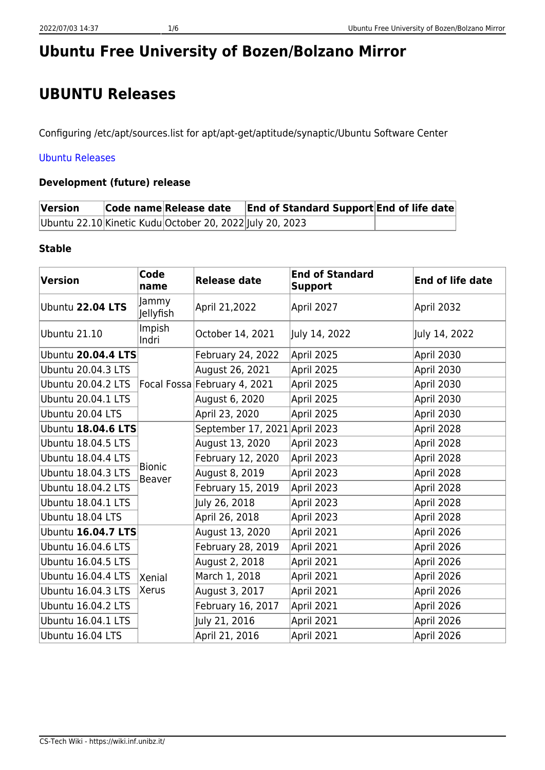# Ubuntu Free University of Bozen/Bolzano Mirror

# UBUNTU Releases

Configuring /etc/apt/sources.list for apt/apt-get/aptitude/synaptic/Ubuntu Software Center

Ubuntu Releases

### Development (future) release

| Version | Code name | Release date | End of Standard Support | End of life date |
|---|---|---|---|---|
| Ubuntu 22.10 | Kinetic Kudu | October 20, 2022 | July 20, 2023 | |

### Stable

| Version | Code name | Release date | End of Standard Support | End of life date |
|---|---|---|---|---|
| Ubuntu **22.04 LTS** | Jammy Jellyfish | April 21,2022 | April 2027 | April 2032 |
| Ubuntu 21.10 | Impish Indri | October 14, 2021 | July 14, 2022 | July 14, 2022 |
| Ubuntu **20.04.4 LTS** | Focal Fossa | February 24, 2022 | April 2025 | April 2030 |
| Ubuntu 20.04.3 LTS | | August 26, 2021 | April 2025 | April 2030 |
| Ubuntu 20.04.2 LTS | | February 4, 2021 | April 2025 | April 2030 |
| Ubuntu 20.04.1 LTS | | August 6, 2020 | April 2025 | April 2030 |
| Ubuntu 20.04 LTS | | April 23, 2020 | April 2025 | April 2030 |
| Ubuntu **18.04.6 LTS** | Bionic Beaver | September 17, 2021 | April 2023 | April 2028 |
| Ubuntu 18.04.5 LTS | | August 13, 2020 | April 2023 | April 2028 |
| Ubuntu 18.04.4 LTS | | February 12, 2020 | April 2023 | April 2028 |
| Ubuntu 18.04.3 LTS | | August 8, 2019 | April 2023 | April 2028 |
| Ubuntu 18.04.2 LTS | | February 15, 2019 | April 2023 | April 2028 |
| Ubuntu 18.04.1 LTS | | July 26, 2018 | April 2023 | April 2028 |
| Ubuntu 18.04 LTS | | April 26, 2018 | April 2023 | April 2028 |
| Ubuntu **16.04.7 LTS** | Xenial Xerus | August 13, 2020 | April 2021 | April 2026 |
| Ubuntu 16.04.6 LTS | | February 28, 2019 | April 2021 | April 2026 |
| Ubuntu 16.04.5 LTS | | August 2, 2018 | April 2021 | April 2026 |
| Ubuntu 16.04.4 LTS | | March 1, 2018 | April 2021 | April 2026 |
| Ubuntu 16.04.3 LTS | | August 3, 2017 | April 2021 | April 2026 |
| Ubuntu 16.04.2 LTS | | February 16, 2017 | April 2021 | April 2026 |
| Ubuntu 16.04.1 LTS | | July 21, 2016 | April 2021 | April 2026 |
| Ubuntu 16.04 LTS | | April 21, 2016 | April 2021 | April 2026 |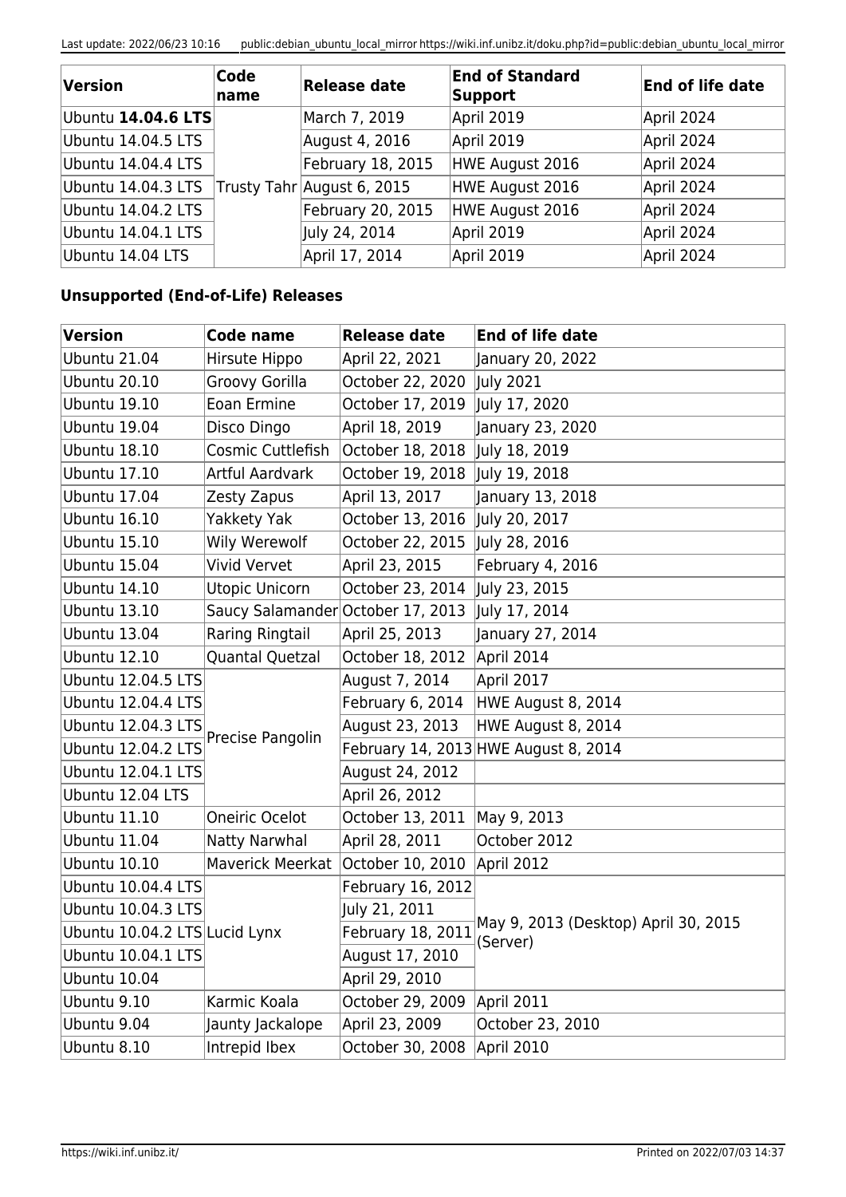| Version | Code name | Release date | End of Standard Support | End of life date |
|---|---|---|---|---|
| Ubuntu **14.04.6 LTS** | Trusty Tahr | March 7, 2019 | April 2019 | April 2024 |
| Ubuntu 14.04.5 LTS | | August 4, 2016 | April 2019 | April 2024 |
| Ubuntu 14.04.4 LTS | | February 18, 2015 | HWE August 2016 | April 2024 |
| Ubuntu 14.04.3 LTS | | August 6, 2015 | HWE August 2016 | April 2024 |
| Ubuntu 14.04.2 LTS | | February 20, 2015 | HWE August 2016 | April 2024 |
| Ubuntu 14.04.1 LTS | | July 24, 2014 | April 2019 | April 2024 |
| Ubuntu 14.04 LTS | | April 17, 2014 | April 2019 | April 2024 |

#### Unsupported (End-of-Life) Releases

| Version | Code name | Release date | End of life date |
|---|---|---|---|
| Ubuntu 21.04 | Hirsute Hippo | April 22, 2021 | January 20, 2022 |
| Ubuntu 20.10 | Groovy Gorilla | October 22, 2020 | July 2021 |
| Ubuntu 19.10 | Eoan Ermine | October 17, 2019 | July 17, 2020 |
| Ubuntu 19.04 | Disco Dingo | April 18, 2019 | January 23, 2020 |
| Ubuntu 18.10 | Cosmic Cuttlefish | October 18, 2018 | July 18, 2019 |
| Ubuntu 17.10 | Artful Aardvark | October 19, 2018 | July 19, 2018 |
| Ubuntu 17.04 | Zesty Zapus | April 13, 2017 | January 13, 2018 |
| Ubuntu 16.10 | Yakkety Yak | October 13, 2016 | July 20, 2017 |
| Ubuntu 15.10 | Wily Werewolf | October 22, 2015 | July 28, 2016 |
| Ubuntu 15.04 | Vivid Vervet | April 23, 2015 | February 4, 2016 |
| Ubuntu 14.10 | Utopic Unicorn | October 23, 2014 | July 23, 2015 |
| Ubuntu 13.10 | Saucy Salamander | October 17, 2013 | July 17, 2014 |
| Ubuntu 13.04 | Raring Ringtail | April 25, 2013 | January 27, 2014 |
| Ubuntu 12.10 | Quantal Quetzal | October 18, 2012 | April 2014 |
| Ubuntu 12.04.5 LTS | Precise Pangolin | August 7, 2014 | April 2017 |
| Ubuntu 12.04.4 LTS | | February 6, 2014 | HWE August 8, 2014 |
| Ubuntu 12.04.3 LTS | | August 23, 2013 | HWE August 8, 2014 |
| Ubuntu 12.04.2 LTS | | February 14, 2013 | HWE August 8, 2014 |
| Ubuntu 12.04.1 LTS | | August 24, 2012 | |
| Ubuntu 12.04 LTS | | April 26, 2012 | |
| Ubuntu 11.10 | Oneiric Ocelot | October 13, 2011 | May 9, 2013 |
| Ubuntu 11.04 | Natty Narwhal | April 28, 2011 | October 2012 |
| Ubuntu 10.10 | Maverick Meerkat | October 10, 2010 | April 2012 |
| Ubuntu 10.04.4 LTS | Lucid Lynx | February 16, 2012 | May 9, 2013 (Desktop) April 30, 2015 (Server) |
| Ubuntu 10.04.3 LTS | | July 21, 2011 | |
| Ubuntu 10.04.2 LTS | | February 18, 2011 | |
| Ubuntu 10.04.1 LTS | | August 17, 2010 | |
| Ubuntu 10.04 | | April 29, 2010 | |
| Ubuntu 9.10 | Karmic Koala | October 29, 2009 | April 2011 |
| Ubuntu 9.04 | Jaunty Jackalope | April 23, 2009 | October 23, 2010 |
| Ubuntu 8.10 | Intrepid Ibex | October 30, 2008 | April 2010 |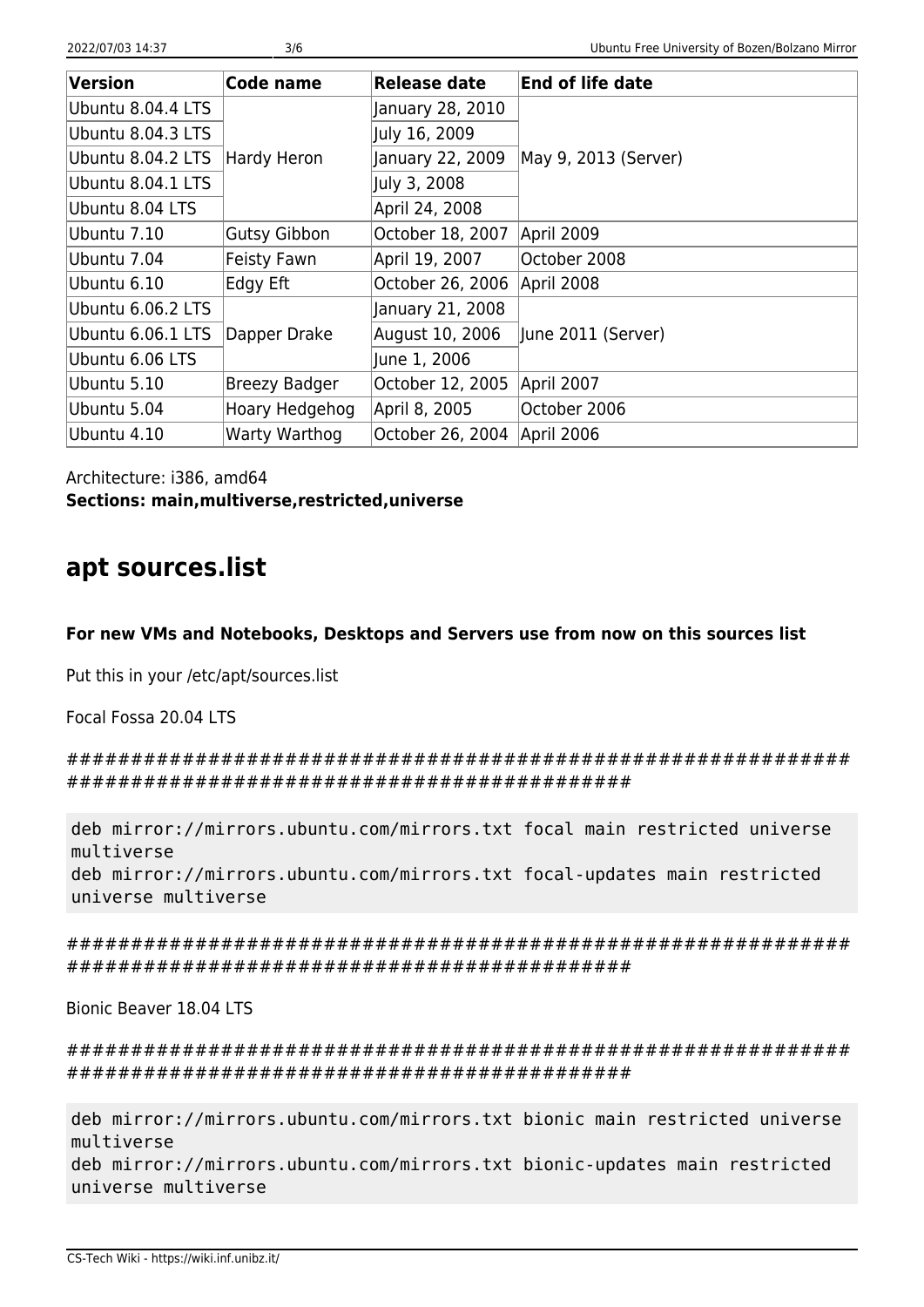| Version | Code name | Release date | End of life date |
| --- | --- | --- | --- |
| Ubuntu 8.04.4 LTS | Hardy Heron | January 28, 2010 | May 9, 2013 (Server) |
| Ubuntu 8.04.3 LTS | | July 16, 2009 | |
| Ubuntu 8.04.2 LTS | | January 22, 2009 | |
| Ubuntu 8.04.1 LTS | | July 3, 2008 | |
| Ubuntu 8.04 LTS | | April 24, 2008 | |
| Ubuntu 7.10 | Gutsy Gibbon | October 18, 2007 | April 2009 |
| Ubuntu 7.04 | Feisty Fawn | April 19, 2007 | October 2008 |
| Ubuntu 6.10 | Edgy Eft | October 26, 2006 | April 2008 |
| Ubuntu 6.06.2 LTS | Dapper Drake | January 21, 2008 | June 2011 (Server) |
| Ubuntu 6.06.1 LTS | | August 10, 2006 | |
| Ubuntu 6.06 LTS | | June 1, 2006 | |
| Ubuntu 5.10 | Breezy Badger | October 12, 2005 | April 2007 |
| Ubuntu 5.04 | Hoary Hedgehog | April 8, 2005 | October 2006 |
| Ubuntu 4.10 | Warty Warthog | October 26, 2004 | April 2006 |

Architecture: i386, amd64
**Sections: main,multiverse,restricted,universe**

## apt sources.list

**For new VMs and Notebooks, Desktops and Servers use from now on this sources list**

Put this in your /etc/apt/sources.list

Focal Fossa 20.04 LTS

#####################################################################################################

```
deb mirror://mirrors.ubuntu.com/mirrors.txt focal main restricted universe multiverse
deb mirror://mirrors.ubuntu.com/mirrors.txt focal-updates main restricted universe multiverse
```

#####################################################################################################

Bionic Beaver 18.04 LTS

#####################################################################################################

```
deb mirror://mirrors.ubuntu.com/mirrors.txt bionic main restricted universe multiverse
deb mirror://mirrors.ubuntu.com/mirrors.txt bionic-updates main restricted universe multiverse
```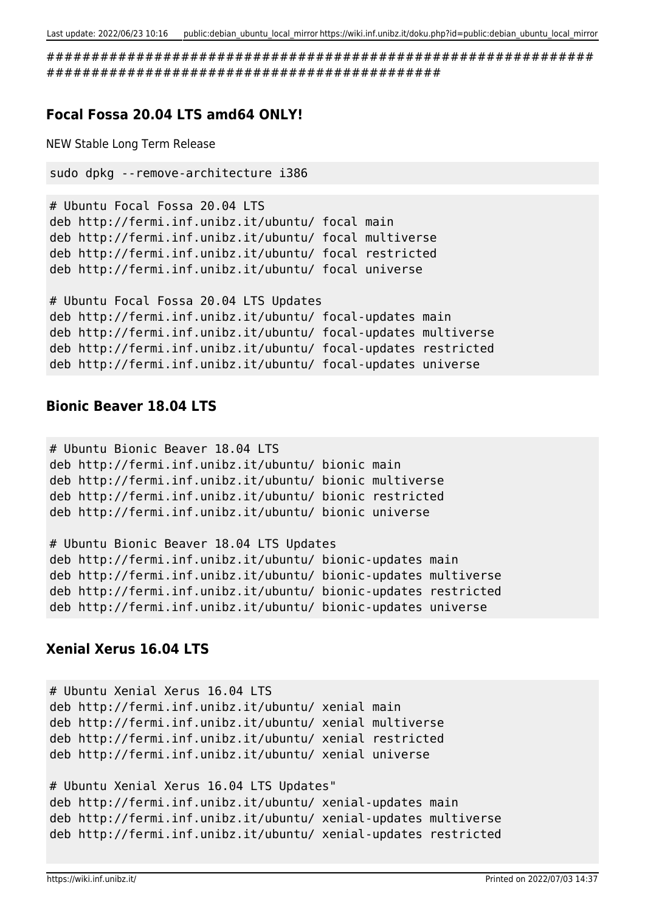```
##############################################################
############################################
```

### Focal Fossa 20.04 LTS amd64 ONLY!

NEW Stable Long Term Release

```
sudo dpkg --remove-architecture i386
```

```
# Ubuntu Focal Fossa 20.04 LTS
deb http://fermi.inf.unibz.it/ubuntu/ focal main
deb http://fermi.inf.unibz.it/ubuntu/ focal multiverse
deb http://fermi.inf.unibz.it/ubuntu/ focal restricted
deb http://fermi.inf.unibz.it/ubuntu/ focal universe

# Ubuntu Focal Fossa 20.04 LTS Updates
deb http://fermi.inf.unibz.it/ubuntu/ focal-updates main
deb http://fermi.inf.unibz.it/ubuntu/ focal-updates multiverse
deb http://fermi.inf.unibz.it/ubuntu/ focal-updates restricted
deb http://fermi.inf.unibz.it/ubuntu/ focal-updates universe
```

### Bionic Beaver 18.04 LTS

```
# Ubuntu Bionic Beaver 18.04 LTS
deb http://fermi.inf.unibz.it/ubuntu/ bionic main
deb http://fermi.inf.unibz.it/ubuntu/ bionic multiverse
deb http://fermi.inf.unibz.it/ubuntu/ bionic restricted
deb http://fermi.inf.unibz.it/ubuntu/ bionic universe

# Ubuntu Bionic Beaver 18.04 LTS Updates
deb http://fermi.inf.unibz.it/ubuntu/ bionic-updates main
deb http://fermi.inf.unibz.it/ubuntu/ bionic-updates multiverse
deb http://fermi.inf.unibz.it/ubuntu/ bionic-updates restricted
deb http://fermi.inf.unibz.it/ubuntu/ bionic-updates universe
```

### Xenial Xerus 16.04 LTS

```
# Ubuntu Xenial Xerus 16.04 LTS
deb http://fermi.inf.unibz.it/ubuntu/ xenial main
deb http://fermi.inf.unibz.it/ubuntu/ xenial multiverse
deb http://fermi.inf.unibz.it/ubuntu/ xenial restricted
deb http://fermi.inf.unibz.it/ubuntu/ xenial universe

# Ubuntu Xenial Xerus 16.04 LTS Updates"
deb http://fermi.inf.unibz.it/ubuntu/ xenial-updates main
deb http://fermi.inf.unibz.it/ubuntu/ xenial-updates multiverse
deb http://fermi.inf.unibz.it/ubuntu/ xenial-updates restricted
```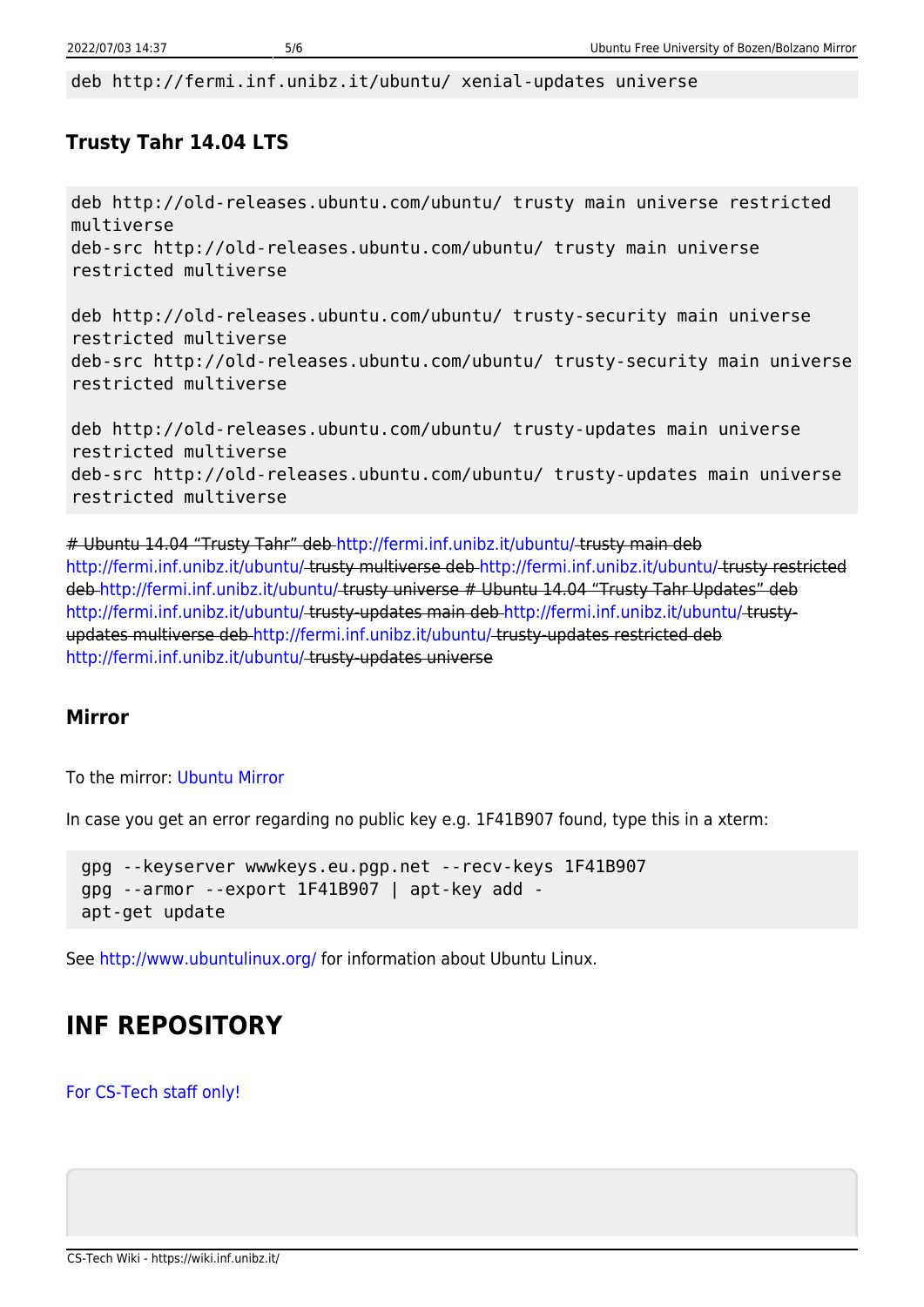```
deb http://fermi.inf.unibz.it/ubuntu/ xenial-updates universe
```

### Trusty Tahr 14.04 LTS

```
deb http://old-releases.ubuntu.com/ubuntu/ trusty main universe restricted multiverse
deb-src http://old-releases.ubuntu.com/ubuntu/ trusty main universe restricted multiverse

deb http://old-releases.ubuntu.com/ubuntu/ trusty-security main universe restricted multiverse
deb-src http://old-releases.ubuntu.com/ubuntu/ trusty-security main universe restricted multiverse

deb http://old-releases.ubuntu.com/ubuntu/ trusty-updates main universe restricted multiverse
deb-src http://old-releases.ubuntu.com/ubuntu/ trusty-updates main universe restricted multiverse
```

~~# Ubuntu 14.04 "Trusty Tahr" deb http://fermi.inf.unibz.it/ubuntu/ trusty main deb http://fermi.inf.unibz.it/ubuntu/ trusty multiverse deb http://fermi.inf.unibz.it/ubuntu/ trusty restricted deb http://fermi.inf.unibz.it/ubuntu/ trusty universe # Ubuntu 14.04 "Trusty Tahr Updates" deb http://fermi.inf.unibz.it/ubuntu/ trusty-updates main deb http://fermi.inf.unibz.it/ubuntu/ trusty-updates multiverse deb http://fermi.inf.unibz.it/ubuntu/ trusty-updates restricted deb http://fermi.inf.unibz.it/ubuntu/ trusty-updates universe~~

### Mirror

To the mirror: Ubuntu Mirror

In case you get an error regarding no public key e.g. 1F41B907 found, type this in a xterm:

```
gpg --keyserver wwwkeys.eu.pgp.net --recv-keys 1F41B907
gpg --armor --export 1F41B907 | apt-key add -
apt-get update
```

See http://www.ubuntulinux.org/ for information about Ubuntu Linux.

## INF REPOSITORY

For CS-Tech staff only!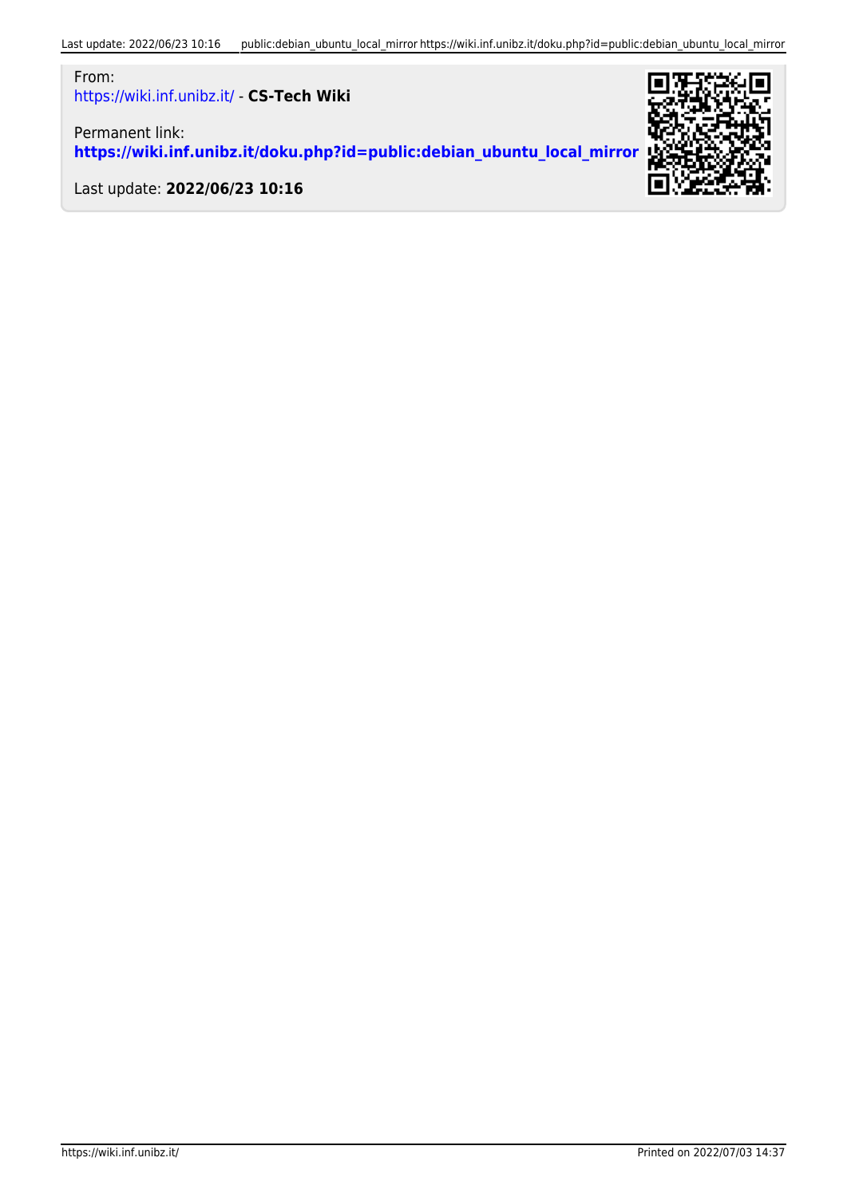From:
https://wiki.inf.unibz.it/ - **CS-Tech Wiki**

Permanent link:
**https://wiki.inf.unibz.it/doku.php?id=public:debian_ubuntu_local_mirror**

Last update: **2022/06/23 10:16**